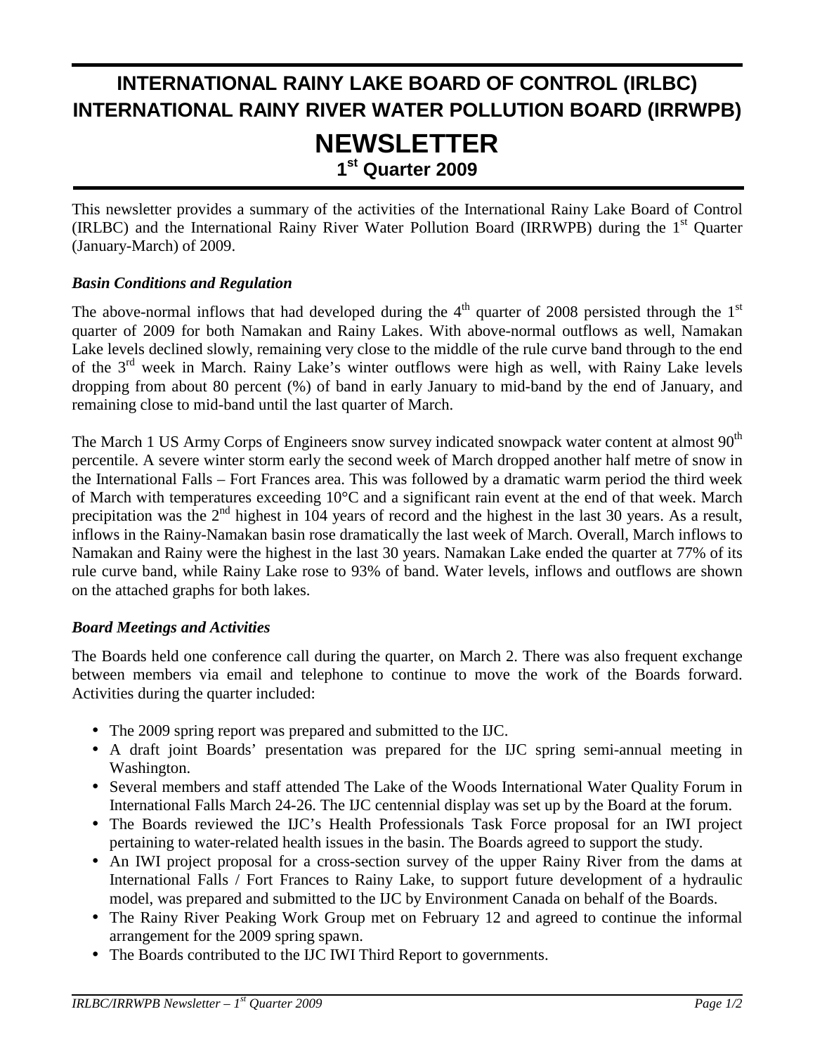# INTERNATIONAL RAINY LAKE BOARD OF CONTROL (IRLBC)
# INTERNATIONAL RAINY RIVER WATER POLLUTION BOARD (IRRWPB)

# NEWSLETTER

## 1st Quarter 2009

This newsletter provides a summary of the activities of the International Rainy Lake Board of Control (IRLBC) and the International Rainy River Water Pollution Board (IRRWPB) during the 1st Quarter (January-March) of 2009.

### *Basin Conditions and Regulation*

The above-normal inflows that had developed during the 4th quarter of 2008 persisted through the 1st quarter of 2009 for both Namakan and Rainy Lakes. With above-normal outflows as well, Namakan Lake levels declined slowly, remaining very close to the middle of the rule curve band through to the end of the 3rd week in March. Rainy Lake's winter outflows were high as well, with Rainy Lake levels dropping from about 80 percent (%) of band in early January to mid-band by the end of January, and remaining close to mid-band until the last quarter of March.

The March 1 US Army Corps of Engineers snow survey indicated snowpack water content at almost 90th percentile. A severe winter storm early the second week of March dropped another half metre of snow in the International Falls – Fort Frances area. This was followed by a dramatic warm period the third week of March with temperatures exceeding 10°C and a significant rain event at the end of that week. March precipitation was the 2nd highest in 104 years of record and the highest in the last 30 years. As a result, inflows in the Rainy-Namakan basin rose dramatically the last week of March. Overall, March inflows to Namakan and Rainy were the highest in the last 30 years. Namakan Lake ended the quarter at 77% of its rule curve band, while Rainy Lake rose to 93% of band. Water levels, inflows and outflows are shown on the attached graphs for both lakes.

### *Board Meetings and Activities*

The Boards held one conference call during the quarter, on March 2. There was also frequent exchange between members via email and telephone to continue to move the work of the Boards forward. Activities during the quarter included:

- The 2009 spring report was prepared and submitted to the IJC.
- A draft joint Boards' presentation was prepared for the IJC spring semi-annual meeting in Washington.
- Several members and staff attended The Lake of the Woods International Water Quality Forum in International Falls March 24-26. The IJC centennial display was set up by the Board at the forum.
- The Boards reviewed the IJC's Health Professionals Task Force proposal for an IWI project pertaining to water-related health issues in the basin. The Boards agreed to support the study.
- An IWI project proposal for a cross-section survey of the upper Rainy River from the dams at International Falls / Fort Frances to Rainy Lake, to support future development of a hydraulic model, was prepared and submitted to the IJC by Environment Canada on behalf of the Boards.
- The Rainy River Peaking Work Group met on February 12 and agreed to continue the informal arrangement for the 2009 spring spawn.
- The Boards contributed to the IJC IWI Third Report to governments.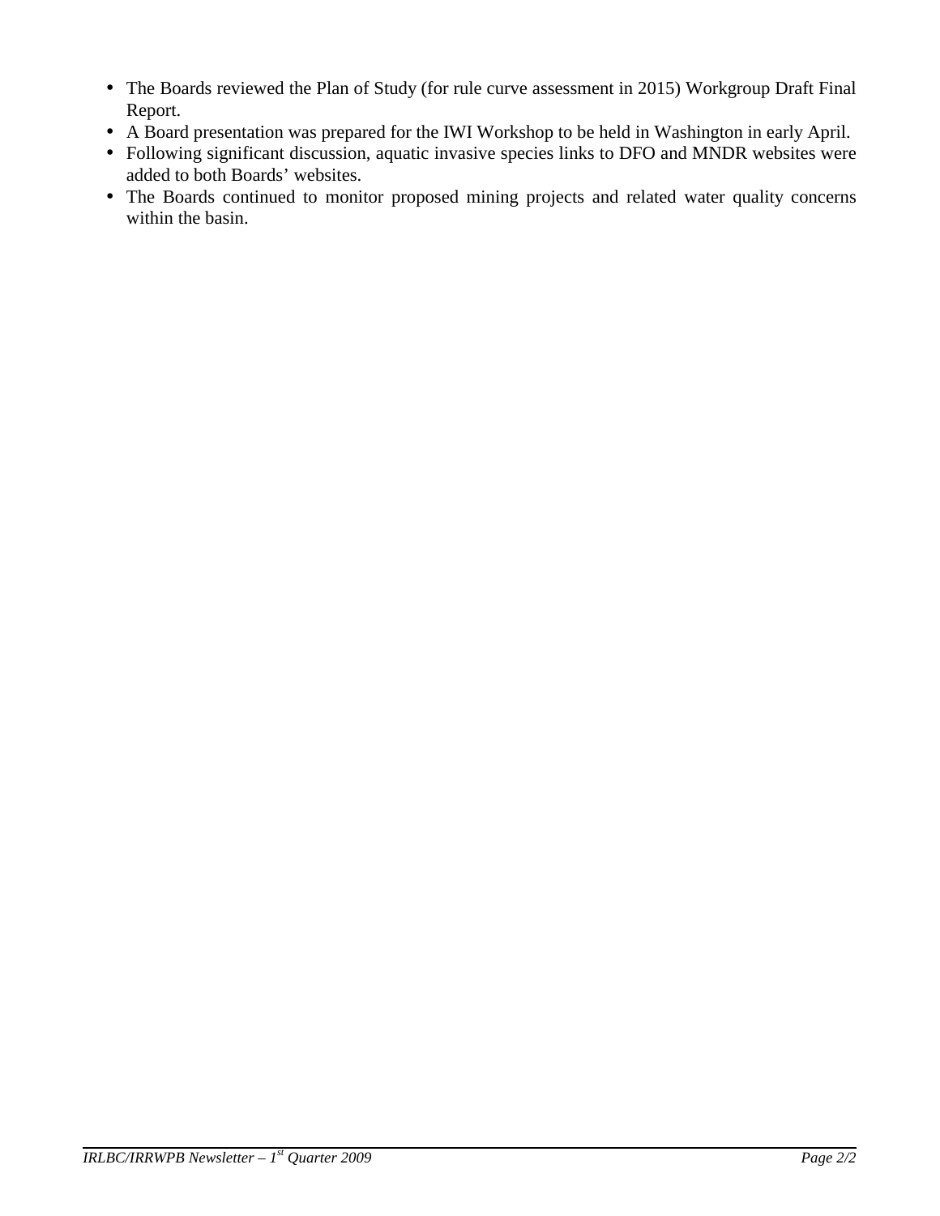- The Boards reviewed the Plan of Study (for rule curve assessment in 2015) Workgroup Draft Final Report.
- A Board presentation was prepared for the IWI Workshop to be held in Washington in early April.
- Following significant discussion, aquatic invasive species links to DFO and MNDR websites were added to both Boards' websites.
- The Boards continued to monitor proposed mining projects and related water quality concerns within the basin.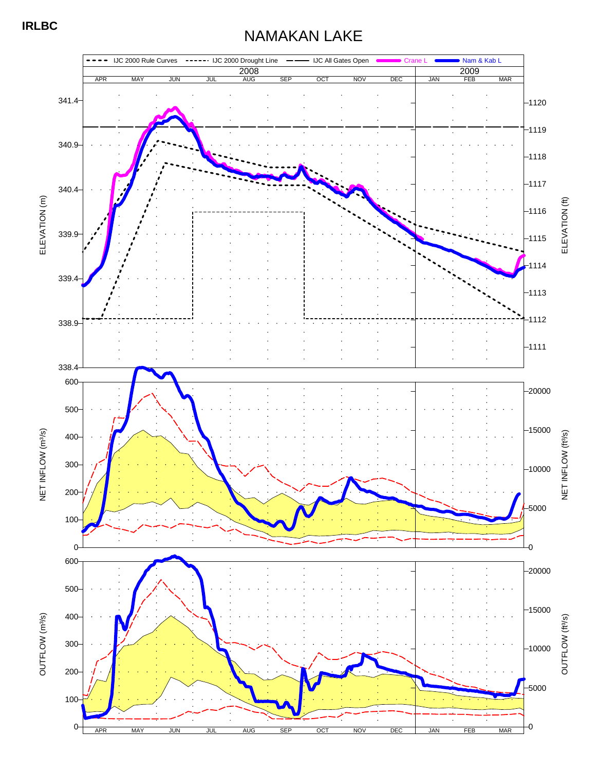**IRLBC**

# NAMAKAN LAKE

IJC 2000 Rule Curves | IJC 2000 Drought Line | IJC All Gates Open | Crane L | Nam & Kab L

2008: APR MAY JUN JUL AUG SEP OCT NOV DEC — 2009: JAN FEB MAR

ELEVATION (m): 338.4, 338.9, 339.4, 339.9, 340.4, 340.9, 341.4

ELEVATION (ft): 1111, 1112, 1113, 1114, 1115, 1116, 1117, 1118, 1119, 1120

NET INFLOW (m³/s): 0, 100, 200, 300, 400, 500, 600

NET INFLOW (ft³/s): 0, 5000, 10000, 15000, 20000

OUTFLOW (m³/s): 0, 100, 200, 300, 400, 500, 600

OUTFLOW (ft³/s): 0, 5000, 10000, 15000, 20000

APR MAY JUN JUL AUG SEP OCT NOV DEC JAN FEB MAR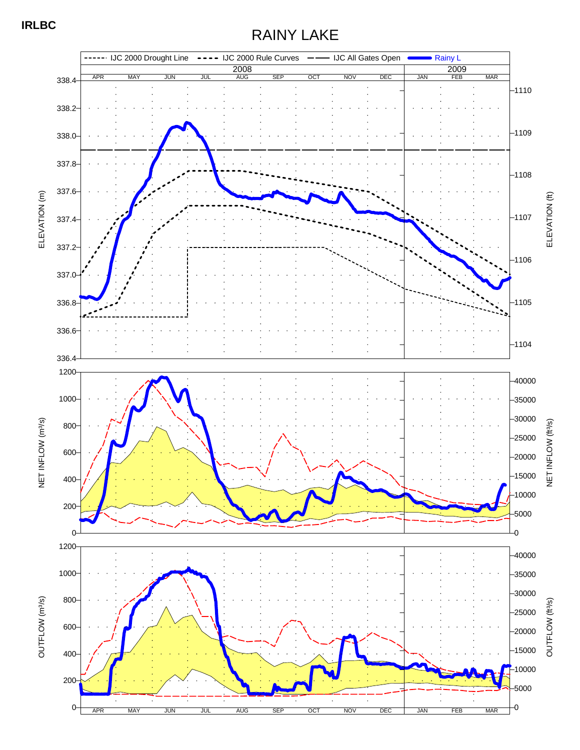**IRLBC**

# RAINY LAKE

IJC 2000 Drought Line
IJC 2000 Rule Curves
IJC All Gates Open
Rainy L

2008
2009

APR MAY JUN JUL AUG SEP OCT NOV DEC JAN FEB MAR

ELEVATION (m)

338.4
338.2
338.0
337.8
337.6
337.4
337.2
337.0
336.8
336.6
336.4

ELEVATION (ft)

1110
1109
1108
1107
1106
1105
1104

NET INFLOW (m³/s)

1200
1000
800
600
400
200
0

NET INFLOW (ft³/s)

40000
35000
30000
25000
20000
15000
10000
5000
0

OUTFLOW (m³/s)

1200
1000
800
600
400
200
0

OUTFLOW (ft³/s)

40000
35000
30000
25000
20000
15000
10000
5000
0

APR MAY JUN JUL AUG SEP OCT NOV DEC JAN FEB MAR